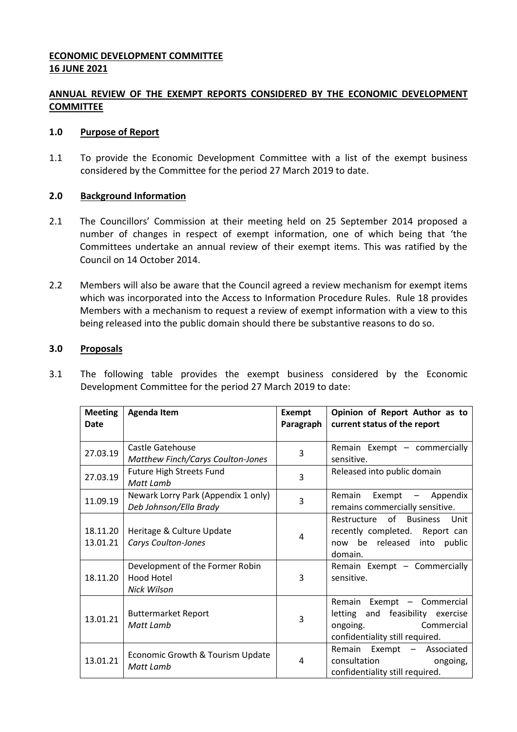**ECONOMIC DEVELOPMENT COMMITTEE**
**16 JUNE 2021**

## ANNUAL REVIEW OF THE EXEMPT REPORTS CONSIDERED BY THE ECONOMIC DEVELOPMENT COMMITTEE

### 1.0 Purpose of Report

1.1 To provide the Economic Development Committee with a list of the exempt business considered by the Committee for the period 27 March 2019 to date.

### 2.0 Background Information

2.1 The Councillors' Commission at their meeting held on 25 September 2014 proposed a number of changes in respect of exempt information, one of which being that 'the Committees undertake an annual review of their exempt items. This was ratified by the Council on 14 October 2014.

2.2 Members will also be aware that the Council agreed a review mechanism for exempt items which was incorporated into the Access to Information Procedure Rules. Rule 18 provides Members with a mechanism to request a review of exempt information with a view to this being released into the public domain should there be substantive reasons to do so.

### 3.0 Proposals

3.1 The following table provides the exempt business considered by the Economic Development Committee for the period 27 March 2019 to date:

| Meeting Date | Agenda Item | Exempt Paragraph | Opinion of Report Author as to current status of the report |
|---|---|---|---|
| 27.03.19 | Castle Gatehouse<br>*Matthew Finch/Carys Coulton-Jones* | 3 | Remain Exempt – commercially sensitive. |
| 27.03.19 | Future High Streets Fund<br>*Matt Lamb* | 3 | Released into public domain |
| 11.09.19 | Newark Lorry Park (Appendix 1 only)<br>*Deb Johnson/Ella Brady* | 3 | Remain Exempt – Appendix remains commercially sensitive. |
| 18.11.20<br>13.01.21 | Heritage & Culture Update<br>*Carys Coulton-Jones* | 4 | Restructure of Business Unit recently completed. Report can now be released into public domain. |
| 18.11.20 | Development of the Former Robin Hood Hotel<br>*Nick Wilson* | 3 | Remain Exempt – Commercially sensitive. |
| 13.01.21 | Buttermarket Report<br>*Matt Lamb* | 3 | Remain Exempt – Commercial letting and feasibility exercise ongoing. Commercial confidentiality still required. |
| 13.01.21 | Economic Growth & Tourism Update<br>*Matt Lamb* | 4 | Remain Exempt – Associated consultation ongoing, confidentiality still required. |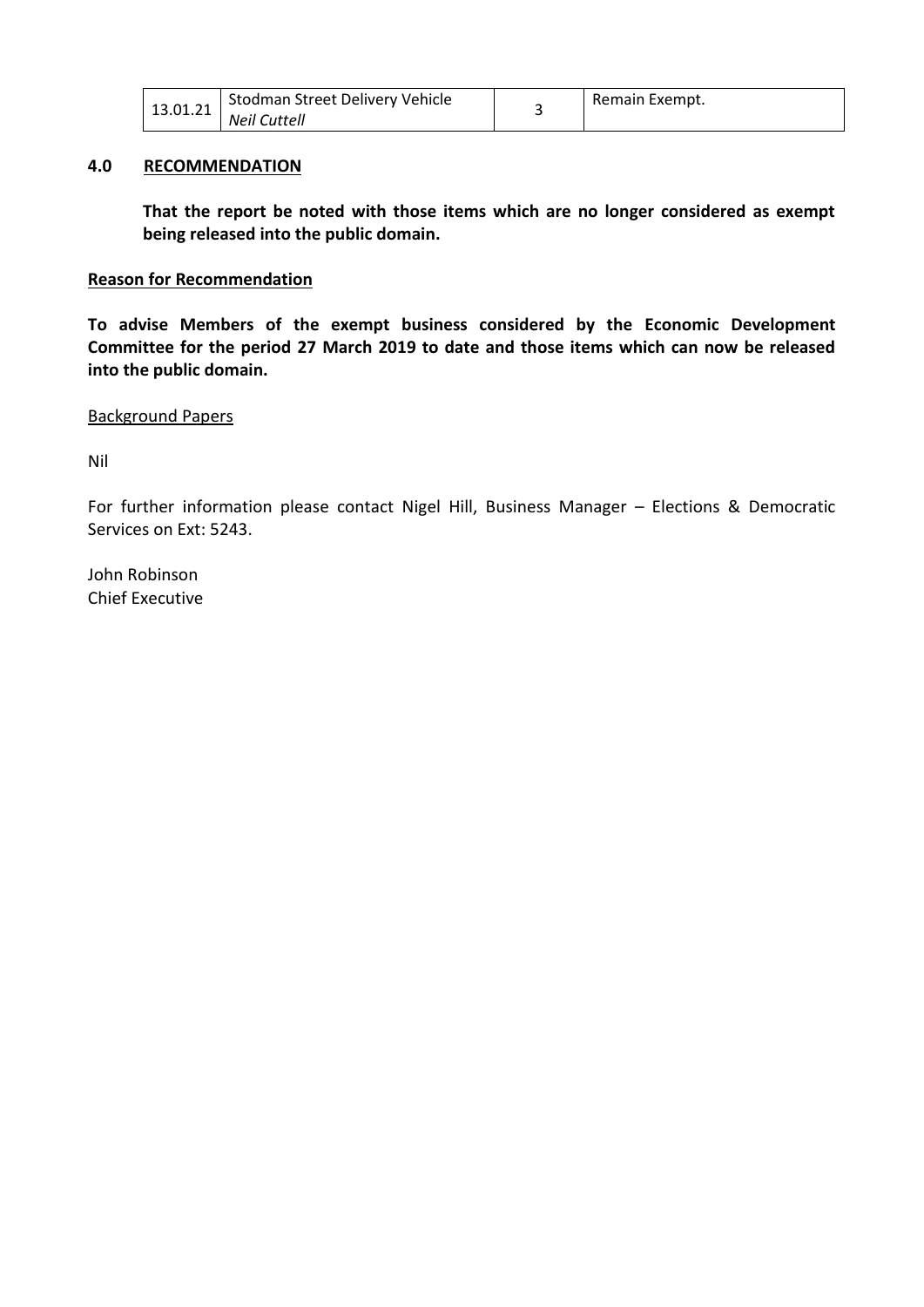| | | | |
|---|---|---|---|
| 13.01.21 | Stodman Street Delivery Vehicle<br>*Neil Cuttell* | 3 | Remain Exempt. |

**4.0 RECOMMENDATION**

**That the report be noted with those items which are no longer considered as exempt being released into the public domain.**

**Reason for Recommendation**

**To advise Members of the exempt business considered by the Economic Development Committee for the period 27 March 2019 to date and those items which can now be released into the public domain.**

Background Papers

Nil

For further information please contact Nigel Hill, Business Manager – Elections & Democratic Services on Ext: 5243.

John Robinson
Chief Executive